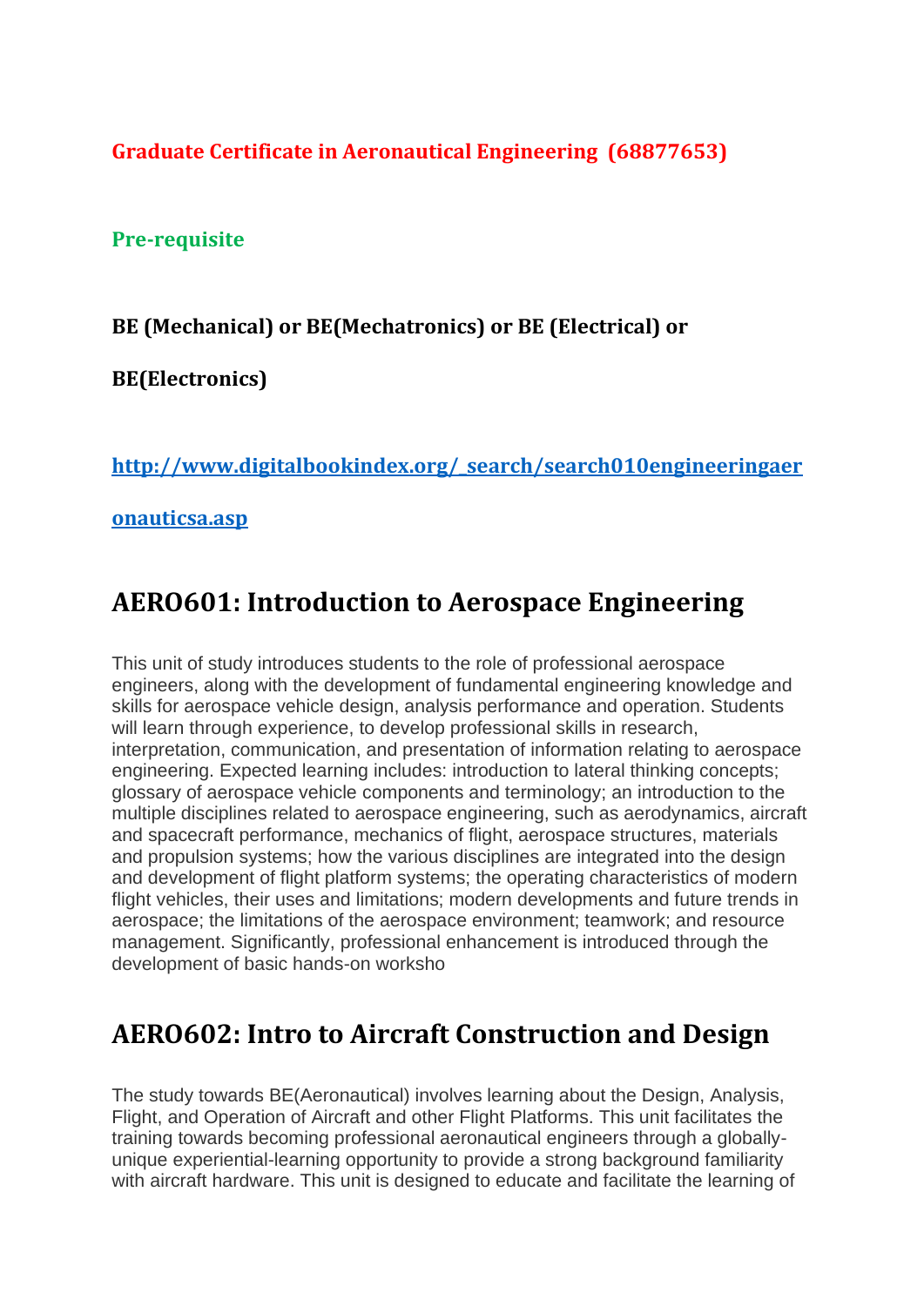**Graduate Certificate in Aeronautical Engineering (68877653)**

**Pre-requisite**

**BE (Mechanical) or BE(Mechatronics) or BE (Electrical) or BE(Electronics)**

[http://www.digitalbookindex.org/_search/search010engineeringaeronauticsa.asp](http://www.digitalbookindex.org/_search/search010engineeringaeronauticsa.asp)

## AERO601: Introduction to Aerospace Engineering

This unit of study introduces students to the role of professional aerospace engineers, along with the development of fundamental engineering knowledge and skills for aerospace vehicle design, analysis performance and operation. Students will learn through experience, to develop professional skills in research, interpretation, communication, and presentation of information relating to aerospace engineering. Expected learning includes: introduction to lateral thinking concepts; glossary of aerospace vehicle components and terminology; an introduction to the multiple disciplines related to aerospace engineering, such as aerodynamics, aircraft and spacecraft performance, mechanics of flight, aerospace structures, materials and propulsion systems; how the various disciplines are integrated into the design and development of flight platform systems; the operating characteristics of modern flight vehicles, their uses and limitations; modern developments and future trends in aerospace; the limitations of the aerospace environment; teamwork; and resource management. Significantly, professional enhancement is introduced through the development of basic hands-on worksho

## AERO602: Intro to Aircraft Construction and Design

The study towards BE(Aeronautical) involves learning about the Design, Analysis, Flight, and Operation of Aircraft and other Flight Platforms. This unit facilitates the training towards becoming professional aeronautical engineers through a globally-unique experiential-learning opportunity to provide a strong background familiarity with aircraft hardware. This unit is designed to educate and facilitate the learning of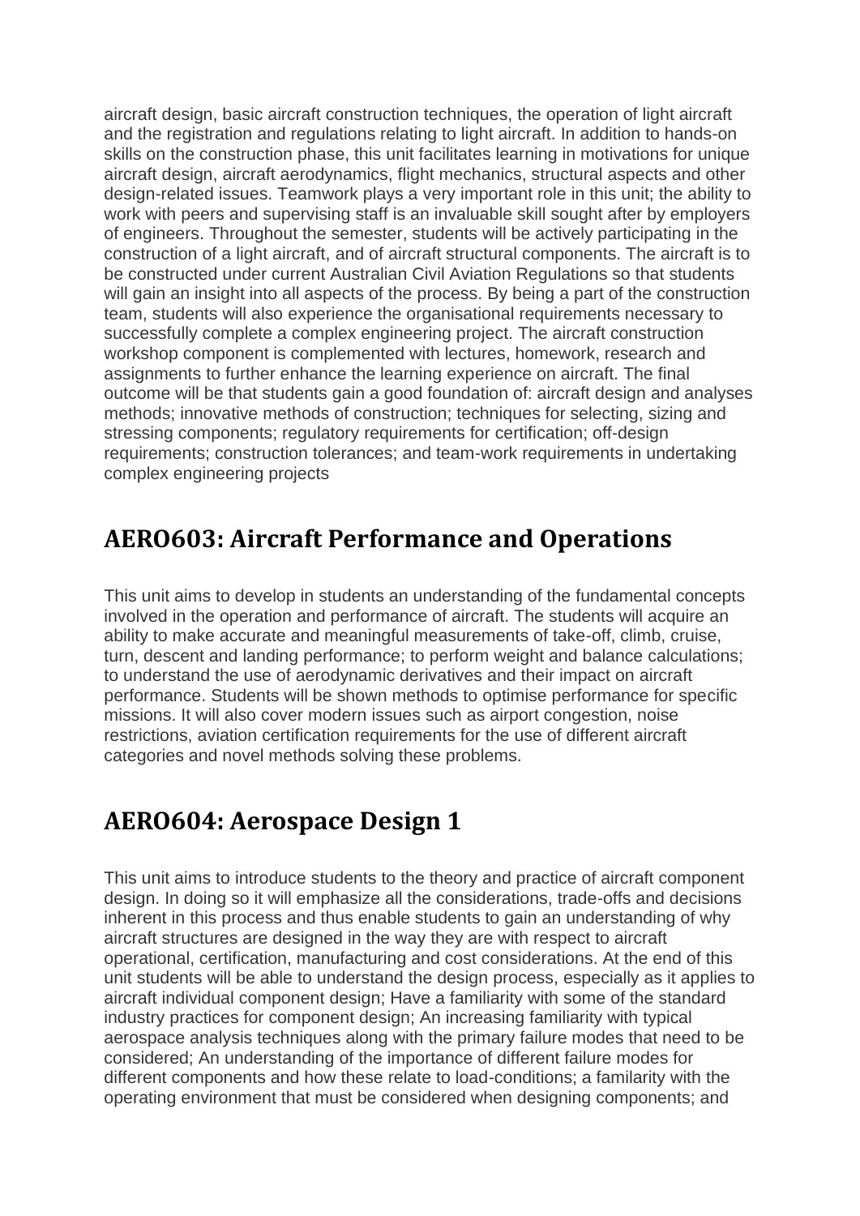aircraft design, basic aircraft construction techniques, the operation of light aircraft and the registration and regulations relating to light aircraft. In addition to hands-on skills on the construction phase, this unit facilitates learning in motivations for unique aircraft design, aircraft aerodynamics, flight mechanics, structural aspects and other design-related issues. Teamwork plays a very important role in this unit; the ability to work with peers and supervising staff is an invaluable skill sought after by employers of engineers. Throughout the semester, students will be actively participating in the construction of a light aircraft, and of aircraft structural components. The aircraft is to be constructed under current Australian Civil Aviation Regulations so that students will gain an insight into all aspects of the process. By being a part of the construction team, students will also experience the organisational requirements necessary to successfully complete a complex engineering project. The aircraft construction workshop component is complemented with lectures, homework, research and assignments to further enhance the learning experience on aircraft. The final outcome will be that students gain a good foundation of: aircraft design and analyses methods; innovative methods of construction; techniques for selecting, sizing and stressing components; regulatory requirements for certification; off-design requirements; construction tolerances; and team-work requirements in undertaking complex engineering projects

## AERO603: Aircraft Performance and Operations

This unit aims to develop in students an understanding of the fundamental concepts involved in the operation and performance of aircraft. The students will acquire an ability to make accurate and meaningful measurements of take-off, climb, cruise, turn, descent and landing performance; to perform weight and balance calculations; to understand the use of aerodynamic derivatives and their impact on aircraft performance. Students will be shown methods to optimise performance for specific missions. It will also cover modern issues such as airport congestion, noise restrictions, aviation certification requirements for the use of different aircraft categories and novel methods solving these problems.

## AERO604: Aerospace Design 1

This unit aims to introduce students to the theory and practice of aircraft component design. In doing so it will emphasize all the considerations, trade-offs and decisions inherent in this process and thus enable students to gain an understanding of why aircraft structures are designed in the way they are with respect to aircraft operational, certification, manufacturing and cost considerations. At the end of this unit students will be able to understand the design process, especially as it applies to aircraft individual component design; Have a familiarity with some of the standard industry practices for component design; An increasing familiarity with typical aerospace analysis techniques along with the primary failure modes that need to be considered; An understanding of the importance of different failure modes for different components and how these relate to load-conditions; a familarity with the operating environment that must be considered when designing components; and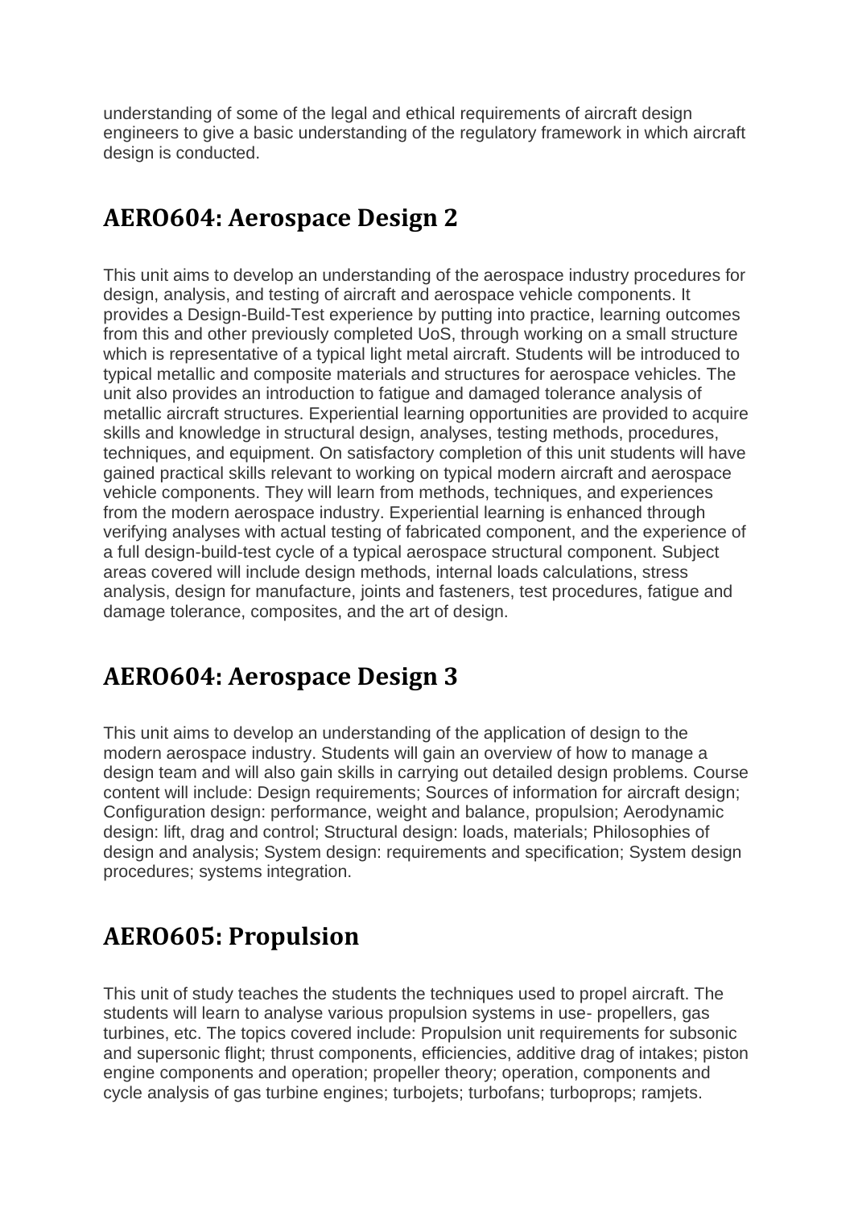understanding of some of the legal and ethical requirements of aircraft design engineers to give a basic understanding of the regulatory framework in which aircraft design is conducted.

## AERO604: Aerospace Design 2

This unit aims to develop an understanding of the aerospace industry procedures for design, analysis, and testing of aircraft and aerospace vehicle components. It provides a Design-Build-Test experience by putting into practice, learning outcomes from this and other previously completed UoS, through working on a small structure which is representative of a typical light metal aircraft. Students will be introduced to typical metallic and composite materials and structures for aerospace vehicles. The unit also provides an introduction to fatigue and damaged tolerance analysis of metallic aircraft structures. Experiential learning opportunities are provided to acquire skills and knowledge in structural design, analyses, testing methods, procedures, techniques, and equipment. On satisfactory completion of this unit students will have gained practical skills relevant to working on typical modern aircraft and aerospace vehicle components. They will learn from methods, techniques, and experiences from the modern aerospace industry. Experiential learning is enhanced through verifying analyses with actual testing of fabricated component, and the experience of a full design-build-test cycle of a typical aerospace structural component. Subject areas covered will include design methods, internal loads calculations, stress analysis, design for manufacture, joints and fasteners, test procedures, fatigue and damage tolerance, composites, and the art of design.

## AERO604: Aerospace Design 3

This unit aims to develop an understanding of the application of design to the modern aerospace industry. Students will gain an overview of how to manage a design team and will also gain skills in carrying out detailed design problems. Course content will include: Design requirements; Sources of information for aircraft design; Configuration design: performance, weight and balance, propulsion; Aerodynamic design: lift, drag and control; Structural design: loads, materials; Philosophies of design and analysis; System design: requirements and specification; System design procedures; systems integration.

## AERO605: Propulsion

This unit of study teaches the students the techniques used to propel aircraft. The students will learn to analyse various propulsion systems in use- propellers, gas turbines, etc. The topics covered include: Propulsion unit requirements for subsonic and supersonic flight; thrust components, efficiencies, additive drag of intakes; piston engine components and operation; propeller theory; operation, components and cycle analysis of gas turbine engines; turbojets; turbofans; turboprops; ramjets.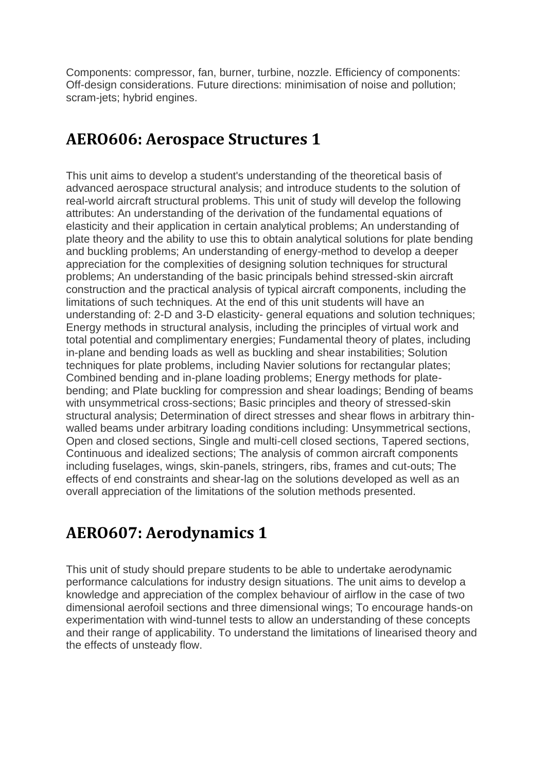Components: compressor, fan, burner, turbine, nozzle. Efficiency of components: Off-design considerations. Future directions: minimisation of noise and pollution; scram-jets; hybrid engines.

## AERO606: Aerospace Structures 1

This unit aims to develop a student's understanding of the theoretical basis of advanced aerospace structural analysis; and introduce students to the solution of real-world aircraft structural problems. This unit of study will develop the following attributes: An understanding of the derivation of the fundamental equations of elasticity and their application in certain analytical problems; An understanding of plate theory and the ability to use this to obtain analytical solutions for plate bending and buckling problems; An understanding of energy-method to develop a deeper appreciation for the complexities of designing solution techniques for structural problems; An understanding of the basic principals behind stressed-skin aircraft construction and the practical analysis of typical aircraft components, including the limitations of such techniques. At the end of this unit students will have an understanding of: 2-D and 3-D elasticity- general equations and solution techniques; Energy methods in structural analysis, including the principles of virtual work and total potential and complimentary energies; Fundamental theory of plates, including in-plane and bending loads as well as buckling and shear instabilities; Solution techniques for plate problems, including Navier solutions for rectangular plates; Combined bending and in-plane loading problems; Energy methods for plate-bending; and Plate buckling for compression and shear loadings; Bending of beams with unsymmetrical cross-sections; Basic principles and theory of stressed-skin structural analysis; Determination of direct stresses and shear flows in arbitrary thin-walled beams under arbitrary loading conditions including: Unsymmetrical sections, Open and closed sections, Single and multi-cell closed sections, Tapered sections, Continuous and idealized sections; The analysis of common aircraft components including fuselages, wings, skin-panels, stringers, ribs, frames and cut-outs; The effects of end constraints and shear-lag on the solutions developed as well as an overall appreciation of the limitations of the solution methods presented.

## AERO607: Aerodynamics 1

This unit of study should prepare students to be able to undertake aerodynamic performance calculations for industry design situations. The unit aims to develop a knowledge and appreciation of the complex behaviour of airflow in the case of two dimensional aerofoil sections and three dimensional wings; To encourage hands-on experimentation with wind-tunnel tests to allow an understanding of these concepts and their range of applicability. To understand the limitations of linearised theory and the effects of unsteady flow.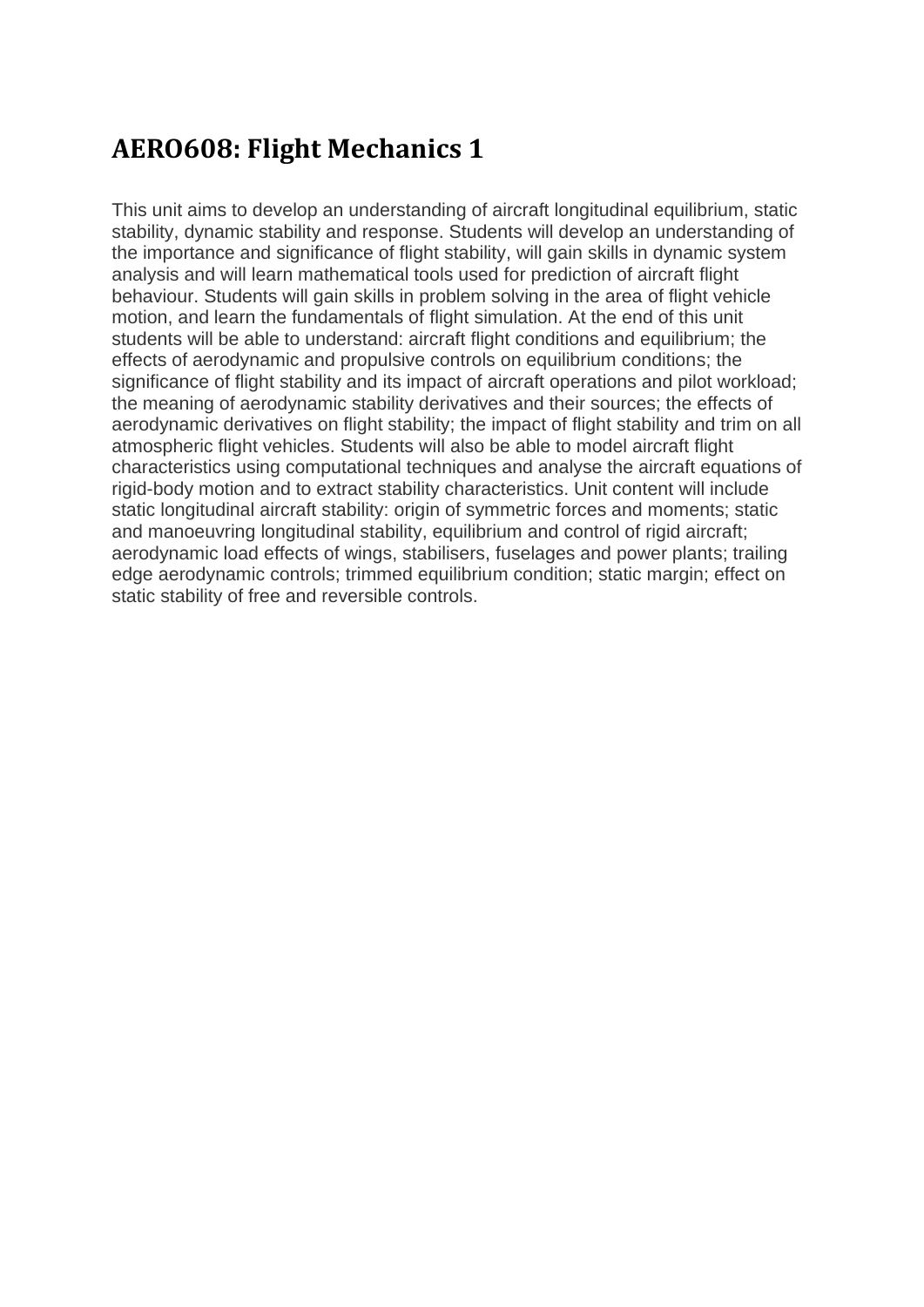# AERO608: Flight Mechanics 1

This unit aims to develop an understanding of aircraft longitudinal equilibrium, static stability, dynamic stability and response. Students will develop an understanding of the importance and significance of flight stability, will gain skills in dynamic system analysis and will learn mathematical tools used for prediction of aircraft flight behaviour. Students will gain skills in problem solving in the area of flight vehicle motion, and learn the fundamentals of flight simulation. At the end of this unit students will be able to understand: aircraft flight conditions and equilibrium; the effects of aerodynamic and propulsive controls on equilibrium conditions; the significance of flight stability and its impact of aircraft operations and pilot workload; the meaning of aerodynamic stability derivatives and their sources; the effects of aerodynamic derivatives on flight stability; the impact of flight stability and trim on all atmospheric flight vehicles. Students will also be able to model aircraft flight characteristics using computational techniques and analyse the aircraft equations of rigid-body motion and to extract stability characteristics. Unit content will include static longitudinal aircraft stability: origin of symmetric forces and moments; static and manoeuvring longitudinal stability, equilibrium and control of rigid aircraft; aerodynamic load effects of wings, stabilisers, fuselages and power plants; trailing edge aerodynamic controls; trimmed equilibrium condition; static margin; effect on static stability of free and reversible controls.